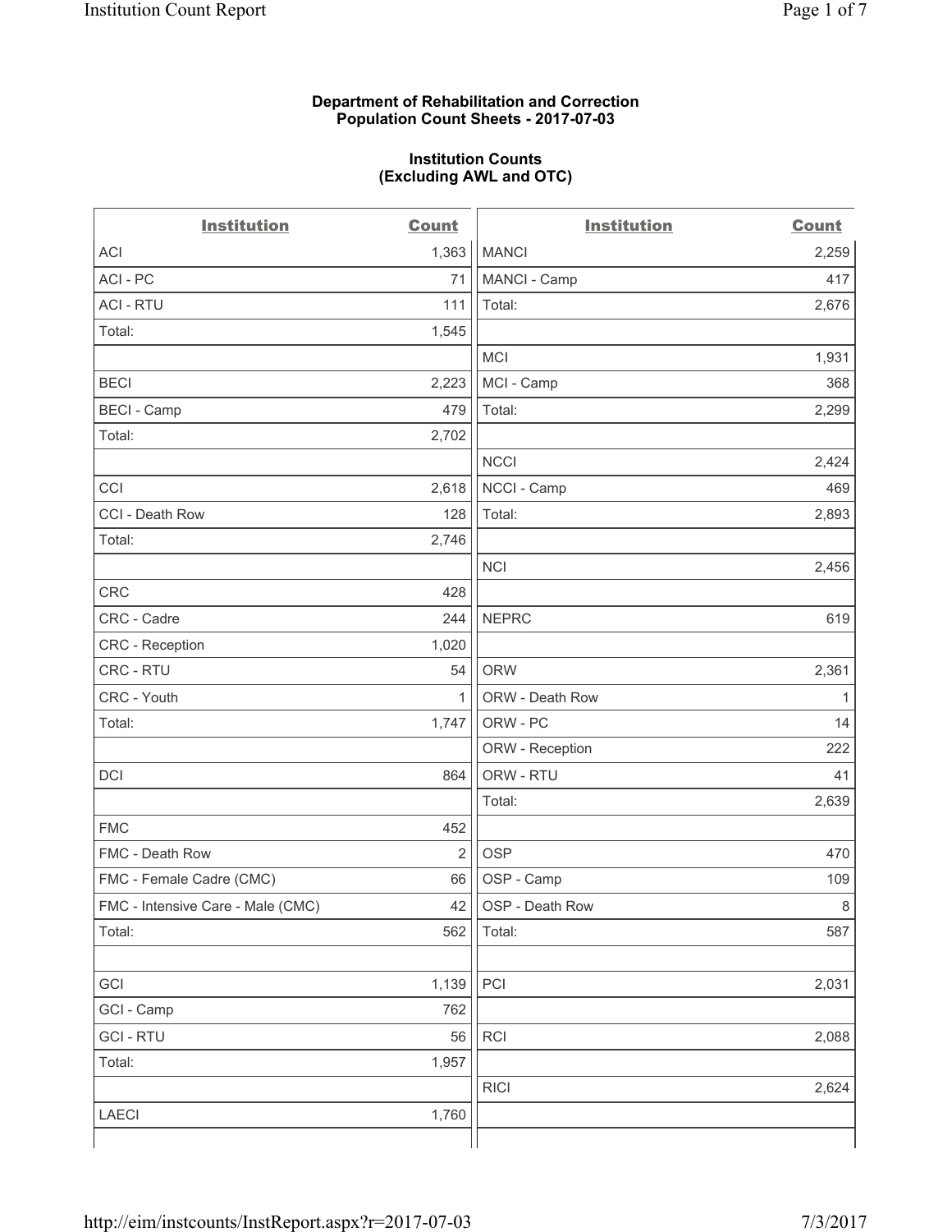**Department of Rehabilitation and Correction**
**Population Count Sheets - 2017-07-03**

**Institution Counts**
**(Excluding AWL and OTC)**

| Institution | Count | Institution | Count |
|---|---|---|---|
| ACI | 1,363 | MANCI | 2,259 |
| ACI - PC | 71 | MANCI - Camp | 417 |
| ACI - RTU | 111 | Total: | 2,676 |
| Total: | 1,545 | | |
| | | MCI | 1,931 |
| BECI | 2,223 | MCI - Camp | 368 |
| BECI - Camp | 479 | Total: | 2,299 |
| Total: | 2,702 | | |
| | | NCCI | 2,424 |
| CCI | 2,618 | NCCI - Camp | 469 |
| CCI - Death Row | 128 | Total: | 2,893 |
| Total: | 2,746 | | |
| | | NCI | 2,456 |
| CRC | 428 | | |
| CRC - Cadre | 244 | NEPRC | 619 |
| CRC - Reception | 1,020 | | |
| CRC - RTU | 54 | ORW | 2,361 |
| CRC - Youth | 1 | ORW - Death Row | 1 |
| Total: | 1,747 | ORW - PC | 14 |
| | | ORW - Reception | 222 |
| DCI | 864 | ORW - RTU | 41 |
| | | Total: | 2,639 |
| FMC | 452 | | |
| FMC - Death Row | 2 | OSP | 470 |
| FMC - Female Cadre (CMC) | 66 | OSP - Camp | 109 |
| FMC - Intensive Care - Male (CMC) | 42 | OSP - Death Row | 8 |
| Total: | 562 | Total: | 587 |
| | | | |
| GCI | 1,139 | PCI | 2,031 |
| GCI - Camp | 762 | | |
| GCI - RTU | 56 | RCI | 2,088 |
| Total: | 1,957 | | |
| | | RICI | 2,624 |
| LAECI | 1,760 | | |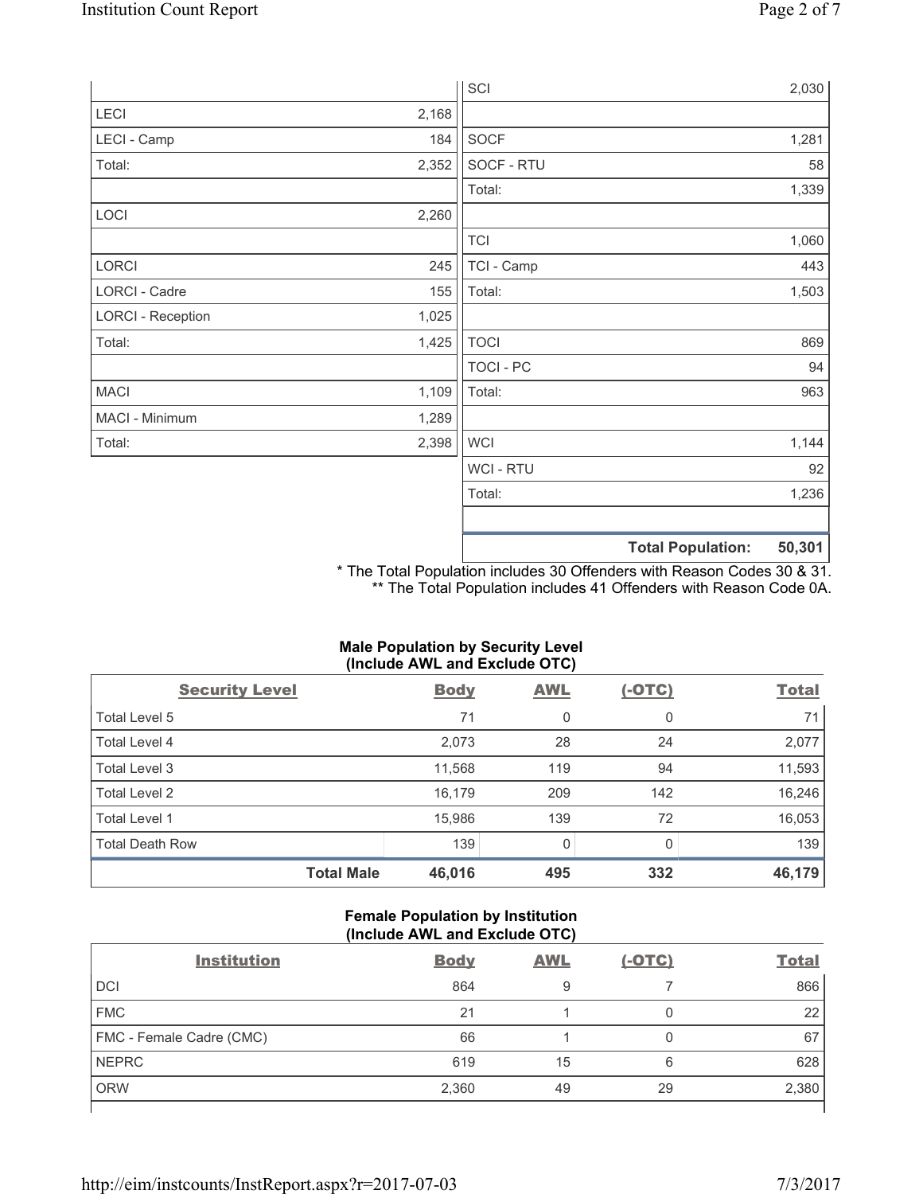| | |
|---|---|
| LECI | 2,168 |
| LECI - Camp | 184 |
| Total: | 2,352 |
| | |
| LOCI | 2,260 |
| | |
| LORCI | 245 |
| LORCI - Cadre | 155 |
| LORCI - Reception | 1,025 |
| Total: | 1,425 |
| | |
| MACI | 1,109 |
| MACI - Minimum | 1,289 |
| Total: | 2,398 |

| | |
|---|---|
| SCI | 2,030 |
| | |
| SOCF | 1,281 |
| SOCF - RTU | 58 |
| Total: | 1,339 |
| | |
| TCI | 1,060 |
| TCI - Camp | 443 |
| Total: | 1,503 |
| | |
| TOCI | 869 |
| TOCI - PC | 94 |
| Total: | 963 |
| | |
| WCI | 1,144 |
| WCI - RTU | 92 |
| Total: | 1,236 |
| | |
| **Total Population:** | **50,301** |

\* The Total Population includes 30 Offenders with Reason Codes 30 & 31.
\*\* The Total Population includes 41 Offenders with Reason Code 0A.

**Male Population by Security Level (Include AWL and Exclude OTC)**

| Security Level | Body | AWL | (-OTC) | Total |
|---|---|---|---|---|
| Total Level 5 | 71 | 0 | 0 | 71 |
| Total Level 4 | 2,073 | 28 | 24 | 2,077 |
| Total Level 3 | 11,568 | 119 | 94 | 11,593 |
| Total Level 2 | 16,179 | 209 | 142 | 16,246 |
| Total Level 1 | 15,986 | 139 | 72 | 16,053 |
| Total Death Row | 139 | 0 | 0 | 139 |
| **Total Male** | **46,016** | **495** | **332** | **46,179** |

**Female Population by Institution (Include AWL and Exclude OTC)**

| Institution | Body | AWL | (-OTC) | Total |
|---|---|---|---|---|
| DCI | 864 | 9 | 7 | 866 |
| FMC | 21 | 1 | 0 | 22 |
| FMC - Female Cadre (CMC) | 66 | 1 | 0 | 67 |
| NEPRC | 619 | 15 | 6 | 628 |
| ORW | 2,360 | 49 | 29 | 2,380 |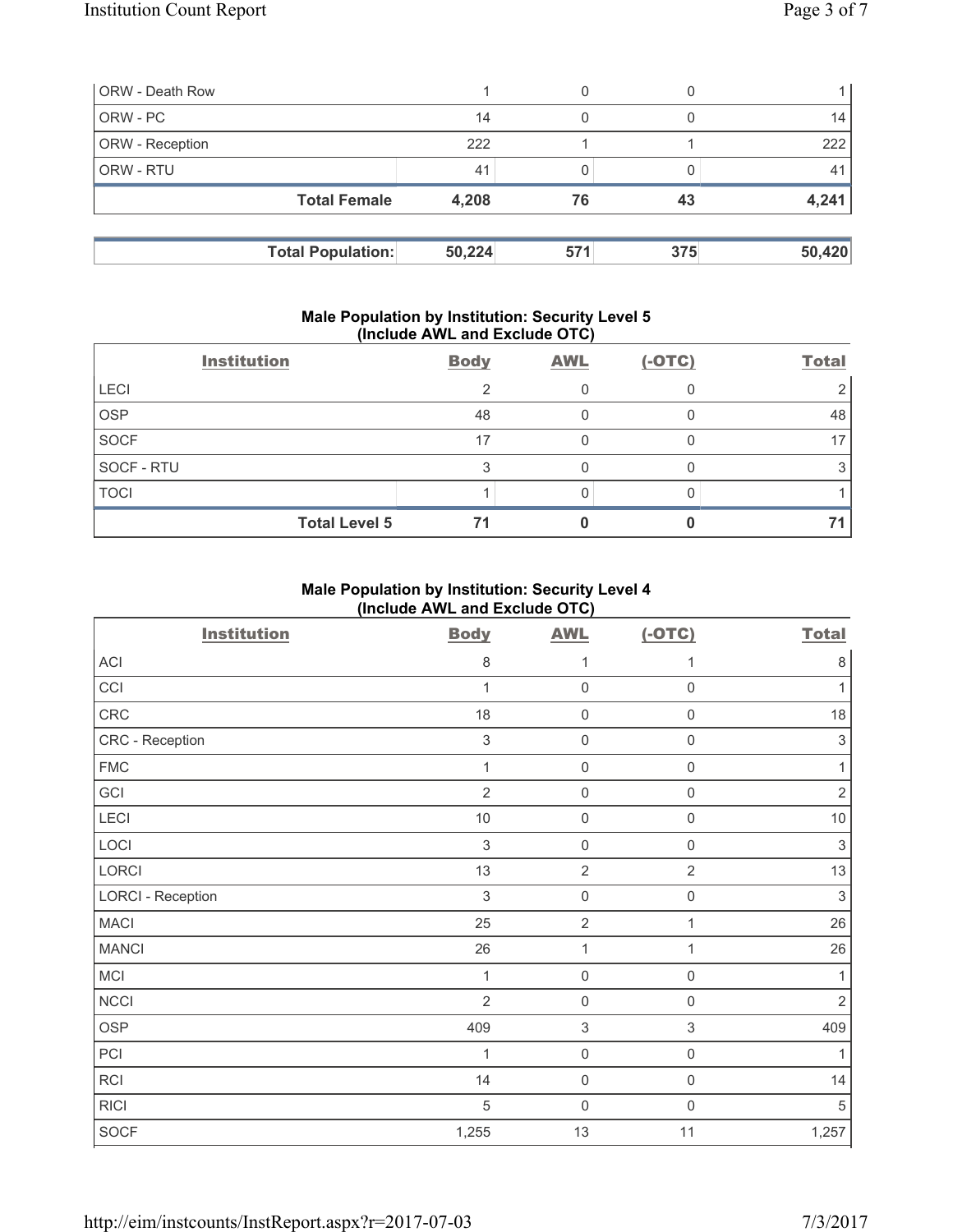| ORW - Death Row | 1 | 0 | 0 | 1 |
|---|---|---|---|---|
| ORW - PC | 14 | 0 | 0 | 14 |
| ORW - Reception | 222 | 1 | 1 | 222 |
| ORW - RTU | 41 | 0 | 0 | 41 |
| **Total Female** | **4,208** | **76** | **43** | **4,241** |

| **Total Population:** | **50,224** | **571** | **375** | **50,420** |
|---|---|---|---|---|

## Male Population by Institution: Security Level 5 (Include AWL and Exclude OTC)

| Institution | Body | AWL | (-OTC) | Total |
|---|---|---|---|---|
| LECI | 2 | 0 | 0 | 2 |
| OSP | 48 | 0 | 0 | 48 |
| SOCF | 17 | 0 | 0 | 17 |
| SOCF - RTU | 3 | 0 | 0 | 3 |
| TOCI | 1 | 0 | 0 | 1 |
| **Total Level 5** | **71** | **0** | **0** | **71** |

## Male Population by Institution: Security Level 4 (Include AWL and Exclude OTC)

| Institution | Body | AWL | (-OTC) | Total |
|---|---|---|---|---|
| ACI | 8 | 1 | 1 | 8 |
| CCI | 1 | 0 | 0 | 1 |
| CRC | 18 | 0 | 0 | 18 |
| CRC - Reception | 3 | 0 | 0 | 3 |
| FMC | 1 | 0 | 0 | 1 |
| GCI | 2 | 0 | 0 | 2 |
| LECI | 10 | 0 | 0 | 10 |
| LOCI | 3 | 0 | 0 | 3 |
| LORCI | 13 | 2 | 2 | 13 |
| LORCI - Reception | 3 | 0 | 0 | 3 |
| MACI | 25 | 2 | 1 | 26 |
| MANCI | 26 | 1 | 1 | 26 |
| MCI | 1 | 0 | 0 | 1 |
| NCCI | 2 | 0 | 0 | 2 |
| OSP | 409 | 3 | 3 | 409 |
| PCI | 1 | 0 | 0 | 1 |
| RCI | 14 | 0 | 0 | 14 |
| RICI | 5 | 0 | 0 | 5 |
| SOCF | 1,255 | 13 | 11 | 1,257 |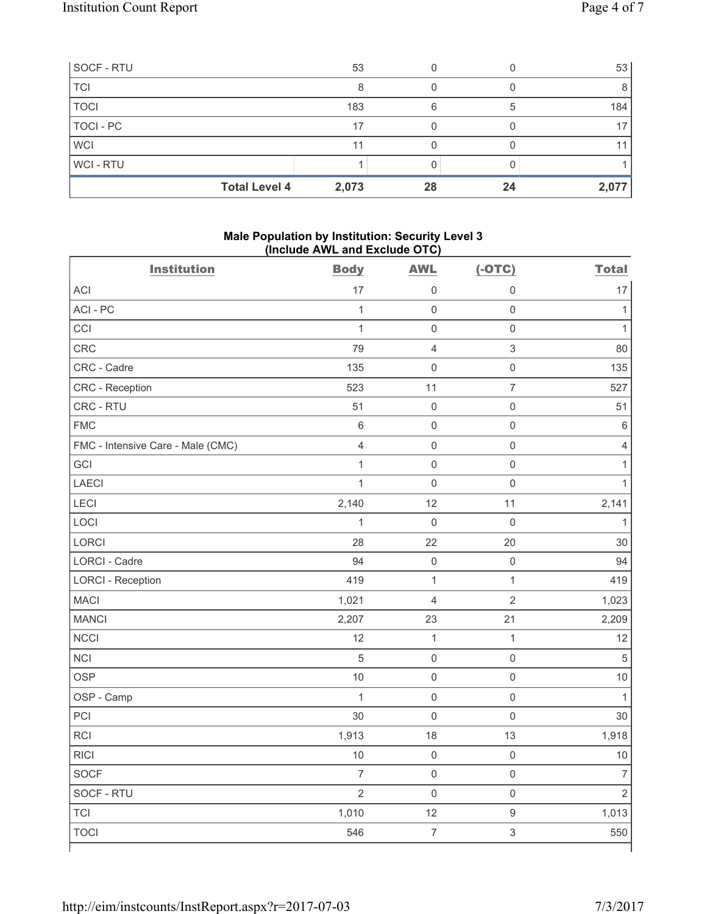| | Body | AWL | (-OTC) | Total |
|---|---|---|---|---|
| SOCF - RTU | 53 | 0 | 0 | 53 |
| TCI | 8 | 0 | 0 | 8 |
| TOCI | 183 | 6 | 5 | 184 |
| TOCI - PC | 17 | 0 | 0 | 17 |
| WCI | 11 | 0 | 0 | 11 |
| WCI - RTU | 1 | 0 | 0 | 1 |
| **Total Level 4** | **2,073** | **28** | **24** | **2,077** |

### Male Population by Institution: Security Level 3 (Include AWL and Exclude OTC)

| Institution | Body | AWL | (-OTC) | Total |
|---|---|---|---|---|
| ACI | 17 | 0 | 0 | 17 |
| ACI - PC | 1 | 0 | 0 | 1 |
| CCI | 1 | 0 | 0 | 1 |
| CRC | 79 | 4 | 3 | 80 |
| CRC - Cadre | 135 | 0 | 0 | 135 |
| CRC - Reception | 523 | 11 | 7 | 527 |
| CRC - RTU | 51 | 0 | 0 | 51 |
| FMC | 6 | 0 | 0 | 6 |
| FMC - Intensive Care - Male (CMC) | 4 | 0 | 0 | 4 |
| GCI | 1 | 0 | 0 | 1 |
| LAECI | 1 | 0 | 0 | 1 |
| LECI | 2,140 | 12 | 11 | 2,141 |
| LOCI | 1 | 0 | 0 | 1 |
| LORCI | 28 | 22 | 20 | 30 |
| LORCI - Cadre | 94 | 0 | 0 | 94 |
| LORCI - Reception | 419 | 1 | 1 | 419 |
| MACI | 1,021 | 4 | 2 | 1,023 |
| MANCI | 2,207 | 23 | 21 | 2,209 |
| NCCI | 12 | 1 | 1 | 12 |
| NCI | 5 | 0 | 0 | 5 |
| OSP | 10 | 0 | 0 | 10 |
| OSP - Camp | 1 | 0 | 0 | 1 |
| PCI | 30 | 0 | 0 | 30 |
| RCI | 1,913 | 18 | 13 | 1,918 |
| RICI | 10 | 0 | 0 | 10 |
| SOCF | 7 | 0 | 0 | 7 |
| SOCF - RTU | 2 | 0 | 0 | 2 |
| TCI | 1,010 | 12 | 9 | 1,013 |
| TOCI | 546 | 7 | 3 | 550 |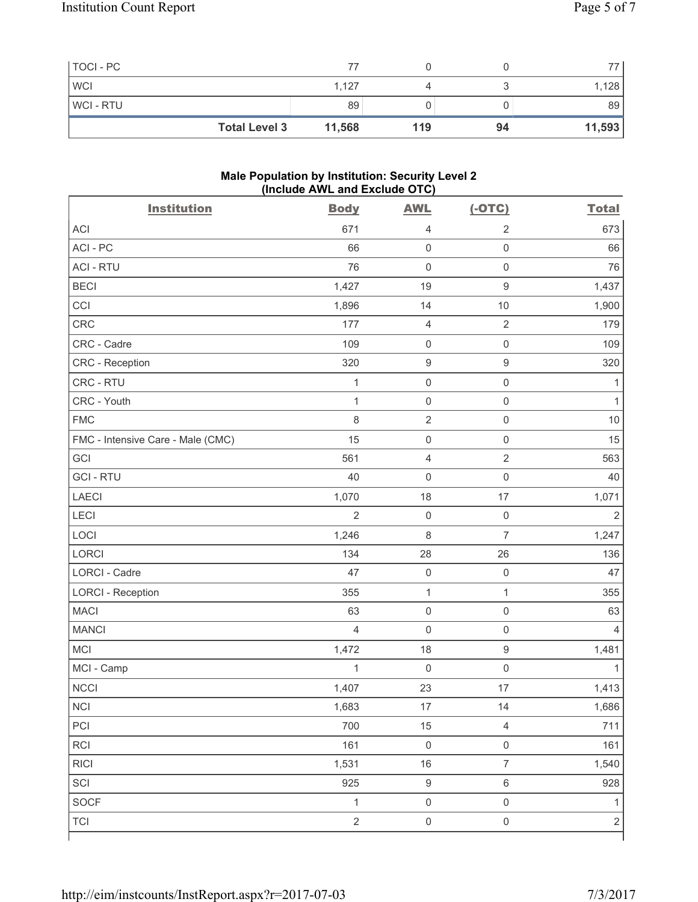| | | | | |
|---|---|---|---|---|
| TOCI - PC | 77 | 0 | 0 | 77 |
| WCI | 1,127 | 4 | 3 | 1,128 |
| WCI - RTU | 89 | 0 | 0 | 89 |
| **Total Level 3** | **11,568** | **119** | **94** | **11,593** |

**Male Population by Institution: Security Level 2 (Include AWL and Exclude OTC)**

| Institution | Body | AWL | (-OTC) | Total |
|---|---|---|---|---|
| ACI | 671 | 4 | 2 | 673 |
| ACI - PC | 66 | 0 | 0 | 66 |
| ACI - RTU | 76 | 0 | 0 | 76 |
| BECI | 1,427 | 19 | 9 | 1,437 |
| CCI | 1,896 | 14 | 10 | 1,900 |
| CRC | 177 | 4 | 2 | 179 |
| CRC - Cadre | 109 | 0 | 0 | 109 |
| CRC - Reception | 320 | 9 | 9 | 320 |
| CRC - RTU | 1 | 0 | 0 | 1 |
| CRC - Youth | 1 | 0 | 0 | 1 |
| FMC | 8 | 2 | 0 | 10 |
| FMC - Intensive Care - Male (CMC) | 15 | 0 | 0 | 15 |
| GCI | 561 | 4 | 2 | 563 |
| GCI - RTU | 40 | 0 | 0 | 40 |
| LAECI | 1,070 | 18 | 17 | 1,071 |
| LECI | 2 | 0 | 0 | 2 |
| LOCI | 1,246 | 8 | 7 | 1,247 |
| LORCI | 134 | 28 | 26 | 136 |
| LORCI - Cadre | 47 | 0 | 0 | 47 |
| LORCI - Reception | 355 | 1 | 1 | 355 |
| MACI | 63 | 0 | 0 | 63 |
| MANCI | 4 | 0 | 0 | 4 |
| MCI | 1,472 | 18 | 9 | 1,481 |
| MCI - Camp | 1 | 0 | 0 | 1 |
| NCCI | 1,407 | 23 | 17 | 1,413 |
| NCI | 1,683 | 17 | 14 | 1,686 |
| PCI | 700 | 15 | 4 | 711 |
| RCI | 161 | 0 | 0 | 161 |
| RICI | 1,531 | 16 | 7 | 1,540 |
| SCI | 925 | 9 | 6 | 928 |
| SOCF | 1 | 0 | 0 | 1 |
| TCI | 2 | 0 | 0 | 2 |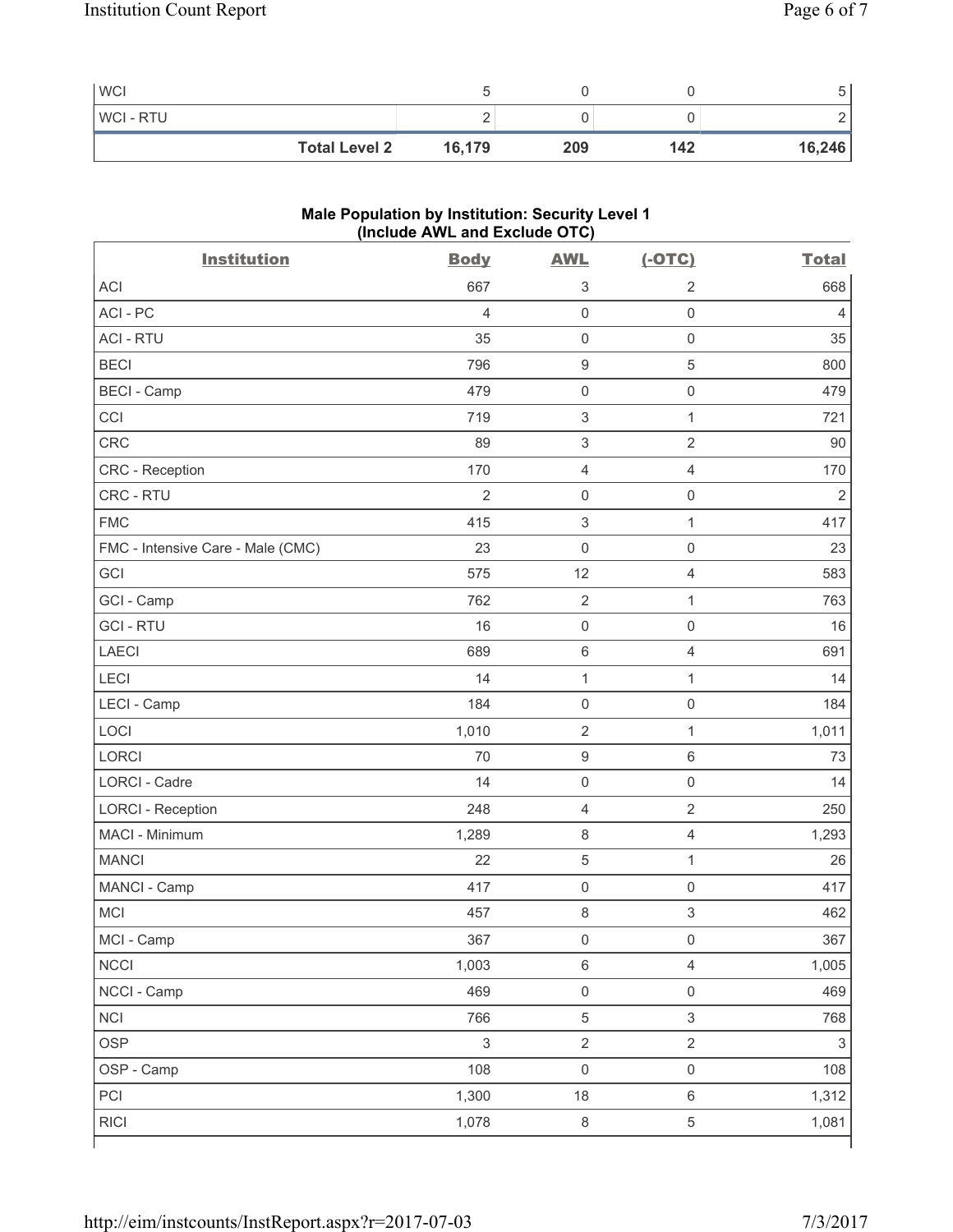| | | | | |
|---|---|---|---|---|
| WCI | 5 | 0 | 0 | 5 |
| WCI - RTU | 2 | 0 | 0 | 2 |
| **Total Level 2** | **16,179** | **209** | **142** | **16,246** |

### Male Population by Institution: Security Level 1 (Include AWL and Exclude OTC)

| Institution | Body | AWL | (-OTC) | Total |
|---|---|---|---|---|
| ACI | 667 | 3 | 2 | 668 |
| ACI - PC | 4 | 0 | 0 | 4 |
| ACI - RTU | 35 | 0 | 0 | 35 |
| BECI | 796 | 9 | 5 | 800 |
| BECI - Camp | 479 | 0 | 0 | 479 |
| CCI | 719 | 3 | 1 | 721 |
| CRC | 89 | 3 | 2 | 90 |
| CRC - Reception | 170 | 4 | 4 | 170 |
| CRC - RTU | 2 | 0 | 0 | 2 |
| FMC | 415 | 3 | 1 | 417 |
| FMC - Intensive Care - Male (CMC) | 23 | 0 | 0 | 23 |
| GCI | 575 | 12 | 4 | 583 |
| GCI - Camp | 762 | 2 | 1 | 763 |
| GCI - RTU | 16 | 0 | 0 | 16 |
| LAECI | 689 | 6 | 4 | 691 |
| LECI | 14 | 1 | 1 | 14 |
| LECI - Camp | 184 | 0 | 0 | 184 |
| LOCI | 1,010 | 2 | 1 | 1,011 |
| LORCI | 70 | 9 | 6 | 73 |
| LORCI - Cadre | 14 | 0 | 0 | 14 |
| LORCI - Reception | 248 | 4 | 2 | 250 |
| MACI - Minimum | 1,289 | 8 | 4 | 1,293 |
| MANCI | 22 | 5 | 1 | 26 |
| MANCI - Camp | 417 | 0 | 0 | 417 |
| MCI | 457 | 8 | 3 | 462 |
| MCI - Camp | 367 | 0 | 0 | 367 |
| NCCI | 1,003 | 6 | 4 | 1,005 |
| NCCI - Camp | 469 | 0 | 0 | 469 |
| NCI | 766 | 5 | 3 | 768 |
| OSP | 3 | 2 | 2 | 3 |
| OSP - Camp | 108 | 0 | 0 | 108 |
| PCI | 1,300 | 18 | 6 | 1,312 |
| RICI | 1,078 | 8 | 5 | 1,081 |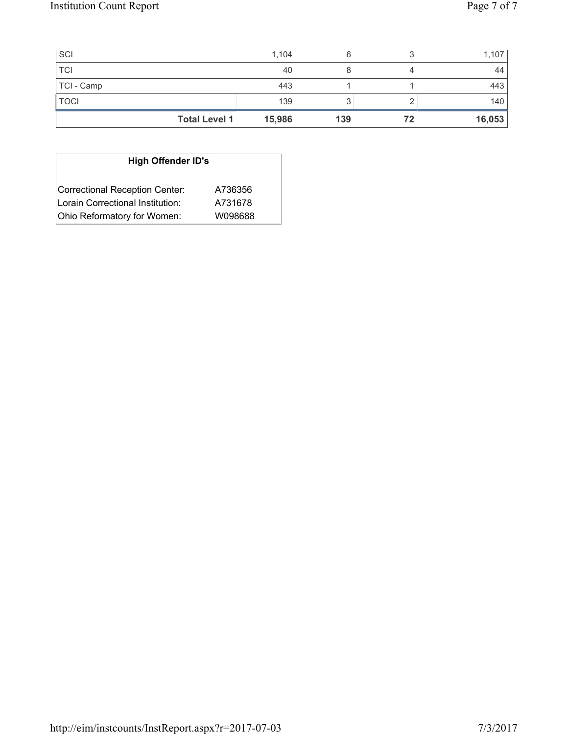| | | | | |
|---|---|---|---|---|
| SCI | 1,104 | 6 | 3 | 1,107 |
| TCI | 40 | 8 | 4 | 44 |
| TCI - Camp | 443 | 1 | 1 | 443 |
| TOCI | 139 | 3 | 2 | 140 |
| **Total Level 1** | **15,986** | **139** | **72** | **16,053** |

| **High Offender ID's** | |
|---|---|
| Correctional Reception Center: | A736356 |
| Lorain Correctional Institution: | A731678 |
| Ohio Reformatory for Women: | W098688 |